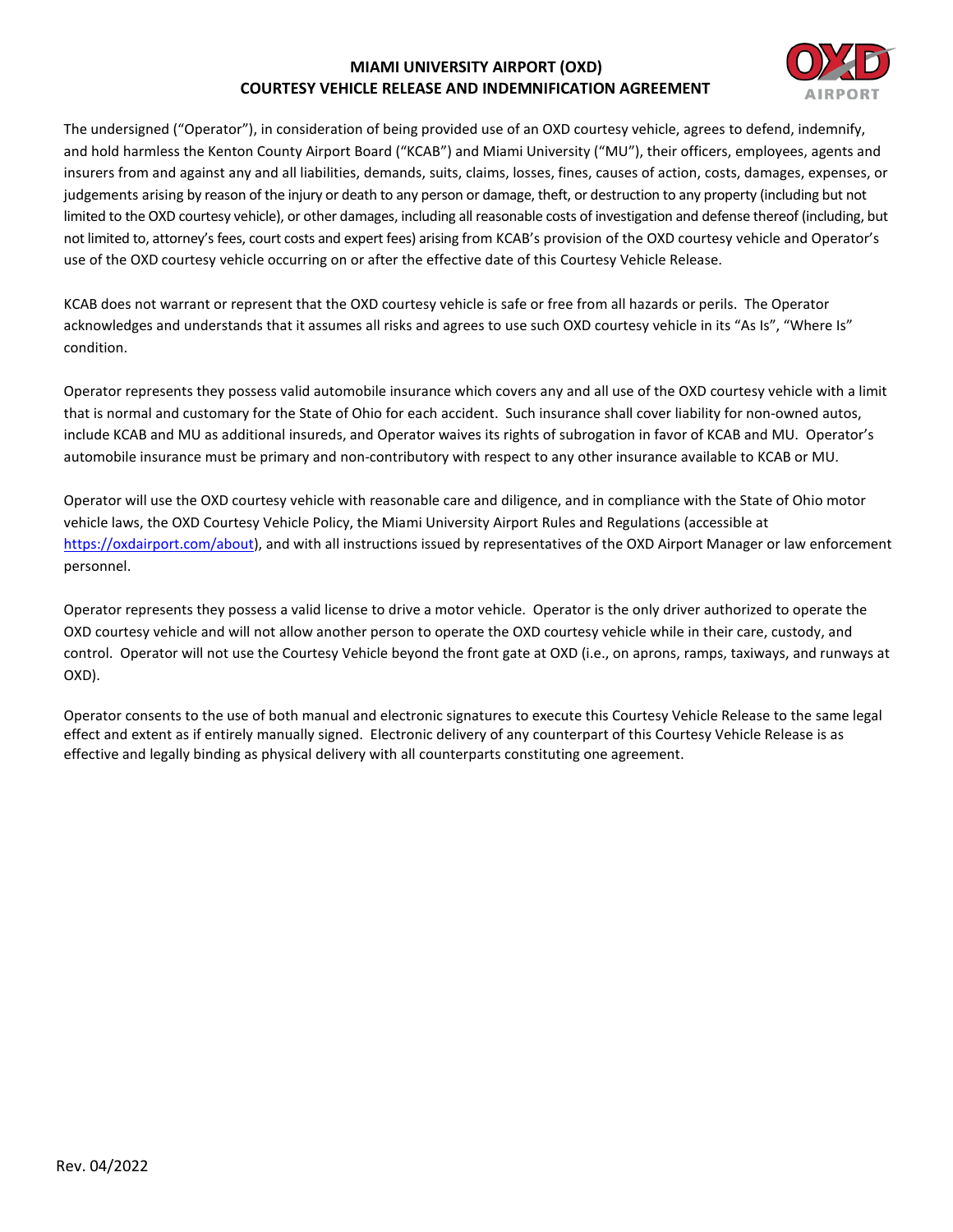# MIAMI UNIVERSITY AIRPORT (OXD)
## COURTESY VEHICLE RELEASE AND INDEMNIFICATION AGREEMENT

The undersigned ("Operator"), in consideration of being provided use of an OXD courtesy vehicle, agrees to defend, indemnify, and hold harmless the Kenton County Airport Board ("KCAB") and Miami University ("MU"), their officers, employees, agents and insurers from and against any and all liabilities, demands, suits, claims, losses, fines, causes of action, costs, damages, expenses, or judgements arising by reason of the injury or death to any person or damage, theft, or destruction to any property (including but not limited to the OXD courtesy vehicle), or other damages, including all reasonable costs of investigation and defense thereof (including, but not limited to, attorney's fees, court costs and expert fees) arising from KCAB's provision of the OXD courtesy vehicle and Operator's use of the OXD courtesy vehicle occurring on or after the effective date of this Courtesy Vehicle Release.

KCAB does not warrant or represent that the OXD courtesy vehicle is safe or free from all hazards or perils. The Operator acknowledges and understands that it assumes all risks and agrees to use such OXD courtesy vehicle in its "As Is", "Where Is" condition.

Operator represents they possess valid automobile insurance which covers any and all use of the OXD courtesy vehicle with a limit that is normal and customary for the State of Ohio for each accident. Such insurance shall cover liability for non-owned autos, include KCAB and MU as additional insureds, and Operator waives its rights of subrogation in favor of KCAB and MU. Operator's automobile insurance must be primary and non-contributory with respect to any other insurance available to KCAB or MU.

Operator will use the OXD courtesy vehicle with reasonable care and diligence, and in compliance with the State of Ohio motor vehicle laws, the OXD Courtesy Vehicle Policy, the Miami University Airport Rules and Regulations (accessible at https://oxdairport.com/about), and with all instructions issued by representatives of the OXD Airport Manager or law enforcement personnel.

Operator represents they possess a valid license to drive a motor vehicle. Operator is the only driver authorized to operate the OXD courtesy vehicle and will not allow another person to operate the OXD courtesy vehicle while in their care, custody, and control. Operator will not use the Courtesy Vehicle beyond the front gate at OXD (i.e., on aprons, ramps, taxiways, and runways at OXD).

Operator consents to the use of both manual and electronic signatures to execute this Courtesy Vehicle Release to the same legal effect and extent as if entirely manually signed. Electronic delivery of any counterpart of this Courtesy Vehicle Release is as effective and legally binding as physical delivery with all counterparts constituting one agreement.

Rev. 04/2022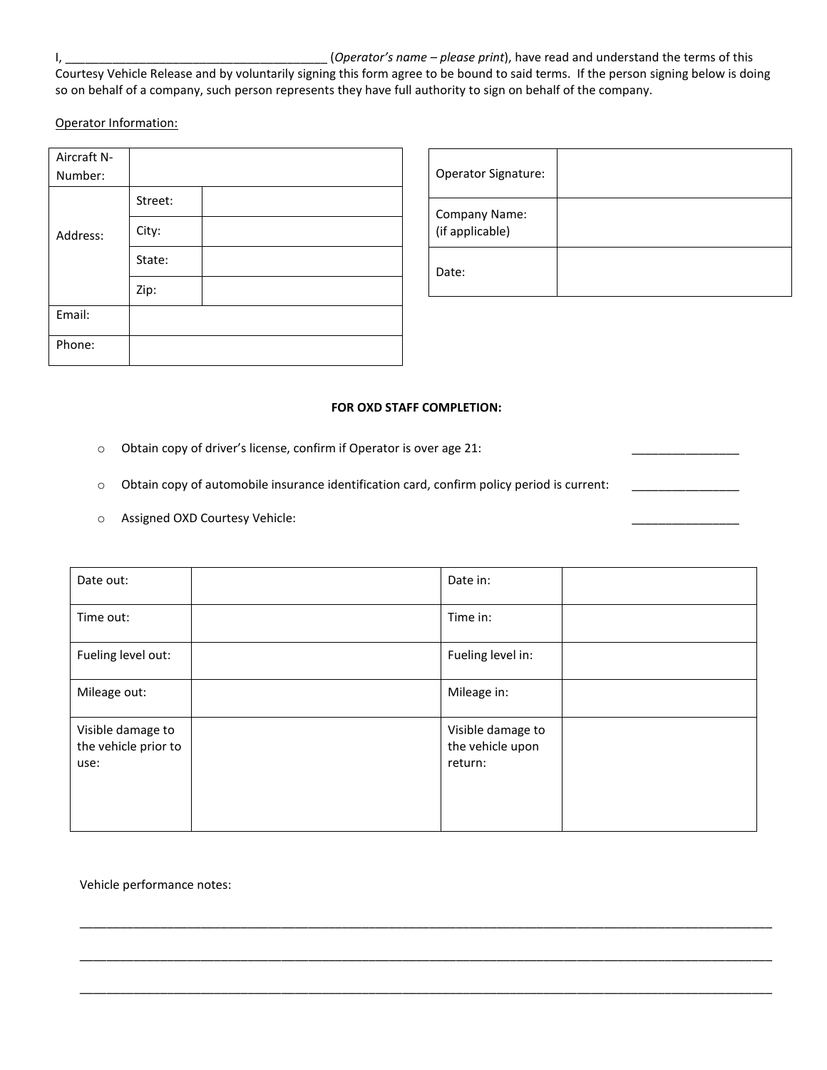I, ________________________________________ (*Operator's name – please print*), have read and understand the terms of this Courtesy Vehicle Release and by voluntarily signing this form agree to be bound to said terms. If the person signing below is doing so on behalf of a company, such person represents they have full authority to sign on behalf of the company.

Operator Information:

| | | |
|---|---|---|
| Aircraft N-Number: | | |
| Address: | Street: | |
| | City: | |
| | State: | |
| | Zip: | |
| Email: | | |
| Phone: | | |

| | |
|---|---|
| Operator Signature: | |
| Company Name: (if applicable) | |
| Date: | |

**FOR OXD STAFF COMPLETION:**

- Obtain copy of driver's license, confirm if Operator is over age 21: ________________
- Obtain copy of automobile insurance identification card, confirm policy period is current: ________________
- Assigned OXD Courtesy Vehicle: ________________

| | | | |
|---|---|---|---|
| Date out: | | Date in: | |
| Time out: | | Time in: | |
| Fueling level out: | | Fueling level in: | |
| Mileage out: | | Mileage in: | |
| Visible damage to the vehicle prior to use: | | Visible damage to the vehicle upon return: | |

Vehicle performance notes:

______________________________________________________________________________________________

______________________________________________________________________________________________

______________________________________________________________________________________________